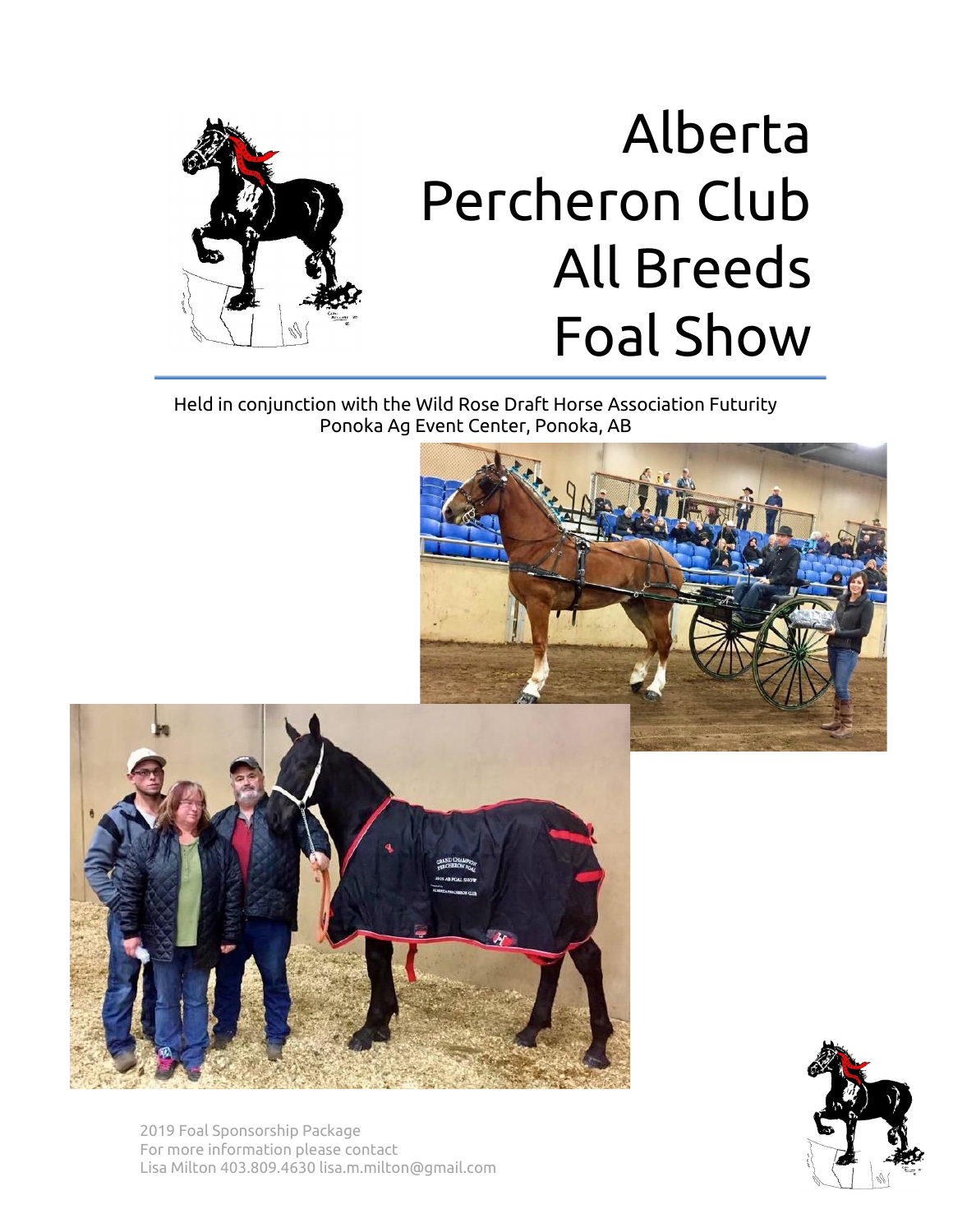# Alberta Percheron Club All Breeds Foal Show

Held in conjunction with the Wild Rose Draft Horse Association Futurity
Ponoka Ag Event Center, Ponoka, AB

2019 Foal Sponsorship Package
For more information please contact
Lisa Milton 403.809.4630 lisa.m.milton@gmail.com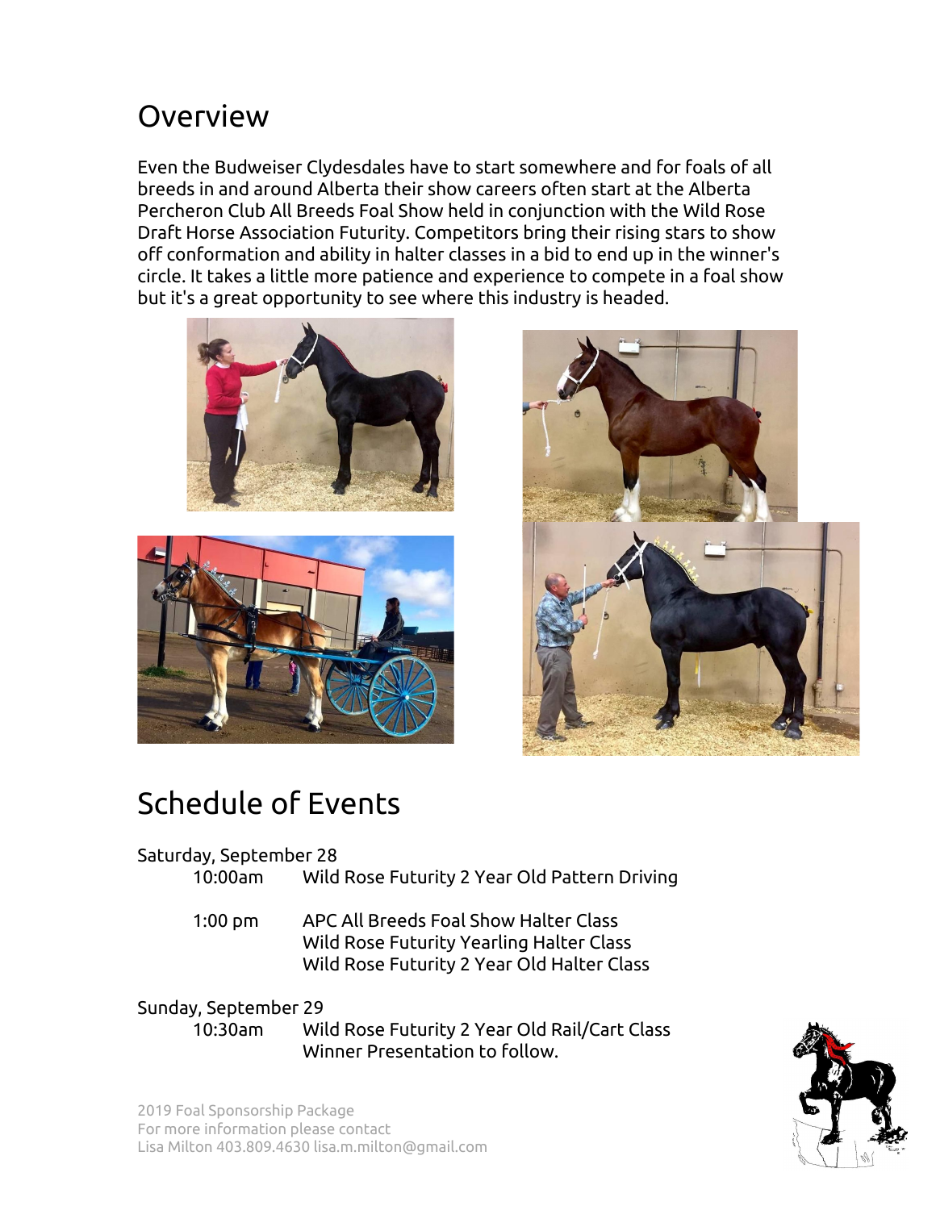## Overview

Even the Budweiser Clydesdales have to start somewhere and for foals of all breeds in and around Alberta their show careers often start at the Alberta Percheron Club All Breeds Foal Show held in conjunction with the Wild Rose Draft Horse Association Futurity. Competitors bring their rising stars to show off conformation and ability in halter classes in a bid to end up in the winner's circle. It takes a little more patience and experience to compete in a foal show but it's a great opportunity to see where this industry is headed.

## Schedule of Events

Saturday, September 28

| | |
|---|---|
| 10:00am | Wild Rose Futurity 2 Year Old Pattern Driving |
| 1:00 pm | APC All Breeds Foal Show Halter Class<br>Wild Rose Futurity Yearling Halter Class<br>Wild Rose Futurity 2 Year Old Halter Class |

Sunday, September 29

| | |
|---|---|
| 10:30am | Wild Rose Futurity 2 Year Old Rail/Cart Class<br>Winner Presentation to follow. |

2019 Foal Sponsorship Package
For more information please contact
Lisa Milton 403.809.4630 lisa.m.milton@gmail.com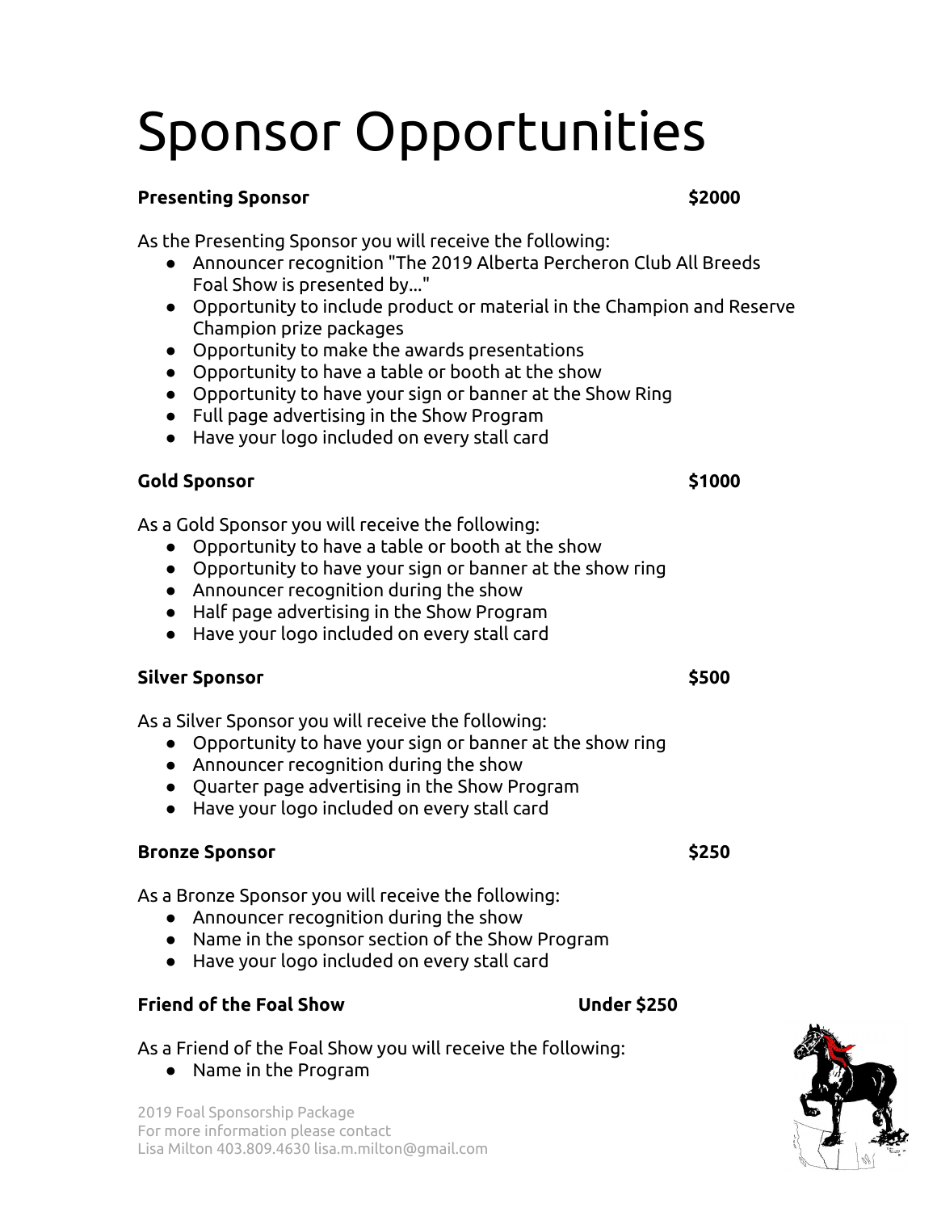# Sponsor Opportunities

**Presenting Sponsor** **$2000**

As the Presenting Sponsor you will receive the following:

- Announcer recognition "The 2019 Alberta Percheron Club All Breeds Foal Show is presented by…"
- Opportunity to include product or material in the Champion and Reserve Champion prize packages
- Opportunity to make the awards presentations
- Opportunity to have a table or booth at the show
- Opportunity to have your sign or banner at the Show Ring
- Full page advertising in the Show Program
- Have your logo included on every stall card

**Gold Sponsor** **$1000**

As a Gold Sponsor you will receive the following:

- Opportunity to have a table or booth at the show
- Opportunity to have your sign or banner at the show ring
- Announcer recognition during the show
- Half page advertising in the Show Program
- Have your logo included on every stall card

**Silver Sponsor** **$500**

As a Silver Sponsor you will receive the following:

- Opportunity to have your sign or banner at the show ring
- Announcer recognition during the show
- Quarter page advertising in the Show Program
- Have your logo included on every stall card

**Bronze Sponsor** **$250**

As a Bronze Sponsor you will receive the following:

- Announcer recognition during the show
- Name in the sponsor section of the Show Program
- Have your logo included on every stall card

**Friend of the Foal Show** **Under $250**

As a Friend of the Foal Show you will receive the following:

- Name in the Program

2019 Foal Sponsorship Package
For more information please contact
Lisa Milton 403.809.4630 lisa.m.milton@gmail.com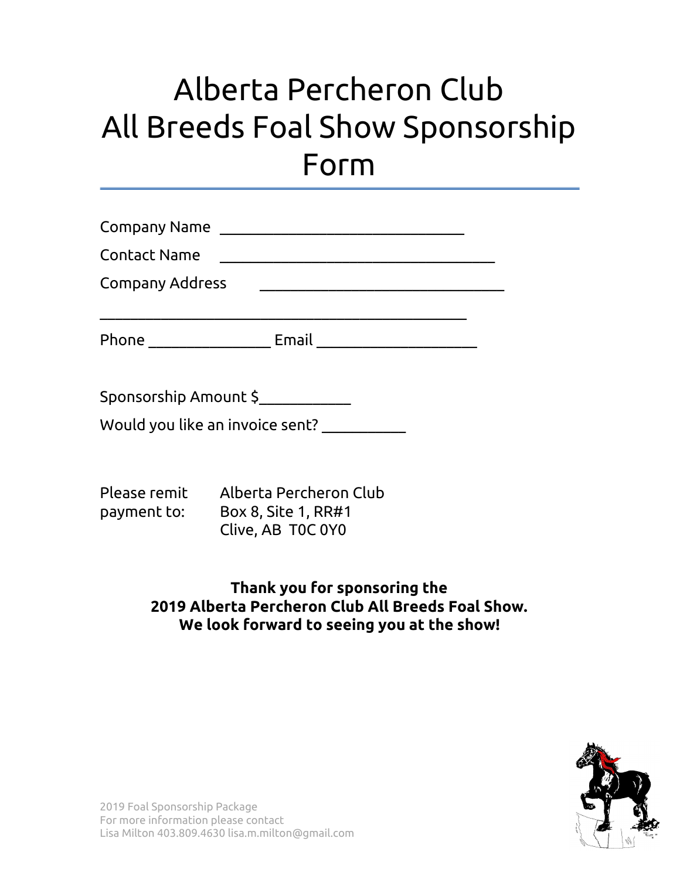# Alberta Percheron Club All Breeds Foal Show Sponsorship Form

Company Name ______________________________

Contact Name __________________________________

Company Address ______________________________

______________________________________________

Phone _______________ Email ____________________

Sponsorship Amount $___________

Would you like an invoice sent? __________

Please remit payment to:

Alberta Percheron Club
Box 8, Site 1, RR#1
Clive, AB T0C 0Y0

**Thank you for sponsoring the**
**2019 Alberta Percheron Club All Breeds Foal Show.**
**We look forward to seeing you at the show!**

2019 Foal Sponsorship Package
For more information please contact
Lisa Milton 403.809.4630 lisa.m.milton@gmail.com